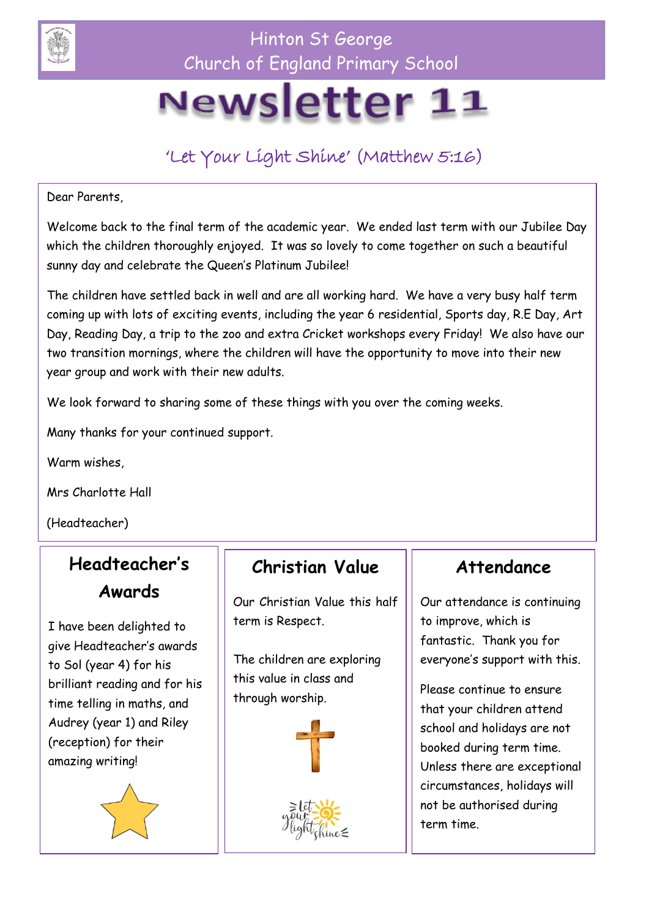Hinton St George
Church of England Primary School

# Newsletter 11

'Let Your Light Shine' (Matthew 5:16)

Dear Parents,

Welcome back to the final term of the academic year. We ended last term with our Jubilee Day which the children thoroughly enjoyed. It was so lovely to come together on such a beautiful sunny day and celebrate the Queen's Platinum Jubilee!

The children have settled back in well and are all working hard. We have a very busy half term coming up with lots of exciting events, including the year 6 residential, Sports day, R.E Day, Art Day, Reading Day, a trip to the zoo and extra Cricket workshops every Friday! We also have our two transition mornings, where the children will have the opportunity to move into their new year group and work with their new adults.

We look forward to sharing some of these things with you over the coming weeks.

Many thanks for your continued support.

Warm wishes,

Mrs Charlotte Hall

(Headteacher)

## Headteacher's Awards

I have been delighted to give Headteacher's awards to Sol (year 4) for his brilliant reading and for his time telling in maths, and Audrey (year 1) and Riley (reception) for their amazing writing!

## Christian Value

Our Christian Value this half term is Respect.

The children are exploring this value in class and through worship.

## Attendance

Our attendance is continuing to improve, which is fantastic. Thank you for everyone's support with this.

Please continue to ensure that your children attend school and holidays are not booked during term time. Unless there are exceptional circumstances, holidays will not be authorised during term time.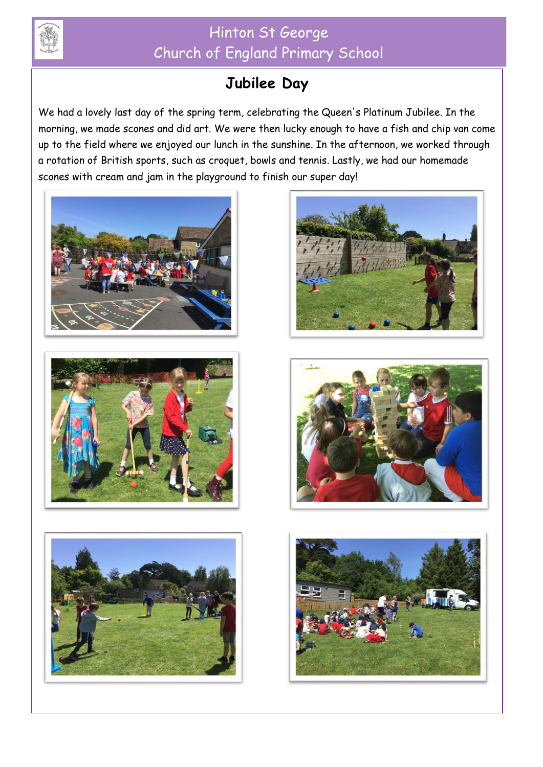# Jubilee Day

We had a lovely last day of the spring term, celebrating the Queen's Platinum Jubilee. In the morning, we made scones and did art. We were then lucky enough to have a fish and chip van come up to the field where we enjoyed our lunch in the sunshine. In the afternoon, we worked through a rotation of British sports, such as croquet, bowls and tennis. Lastly, we had our homemade scones with cream and jam in the playground to finish our super day!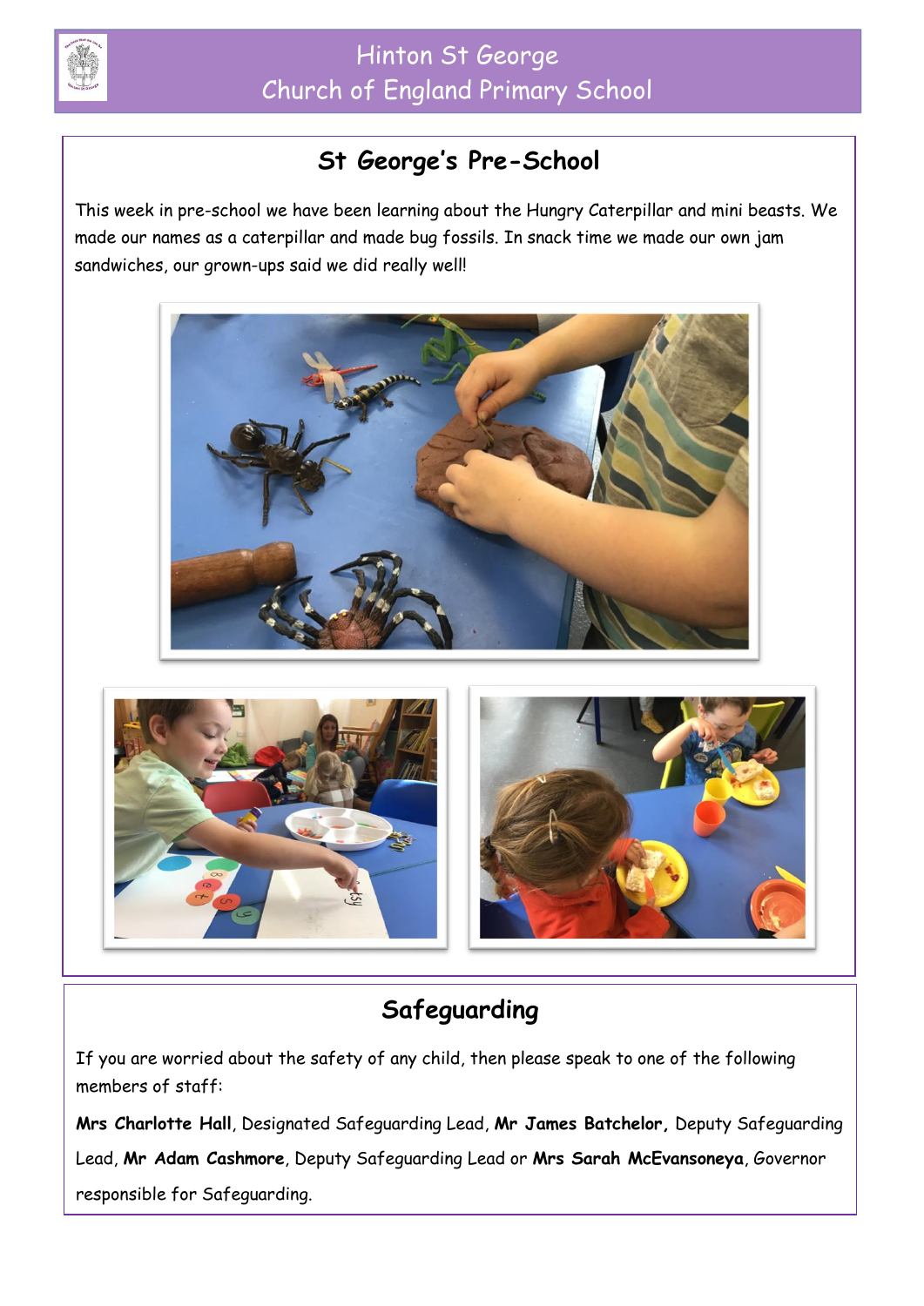## St George's Pre-School

This week in pre-school we have been learning about the Hungry Caterpillar and mini beasts. We made our names as a caterpillar and made bug fossils. In snack time we made our own jam sandwiches, our grown-ups said we did really well!

## Safeguarding

If you are worried about the safety of any child, then please speak to one of the following members of staff:

**Mrs Charlotte Hall**, Designated Safeguarding Lead, **Mr James Batchelor,** Deputy Safeguarding Lead, **Mr Adam Cashmore**, Deputy Safeguarding Lead or **Mrs Sarah McEvansoneya**, Governor responsible for Safeguarding.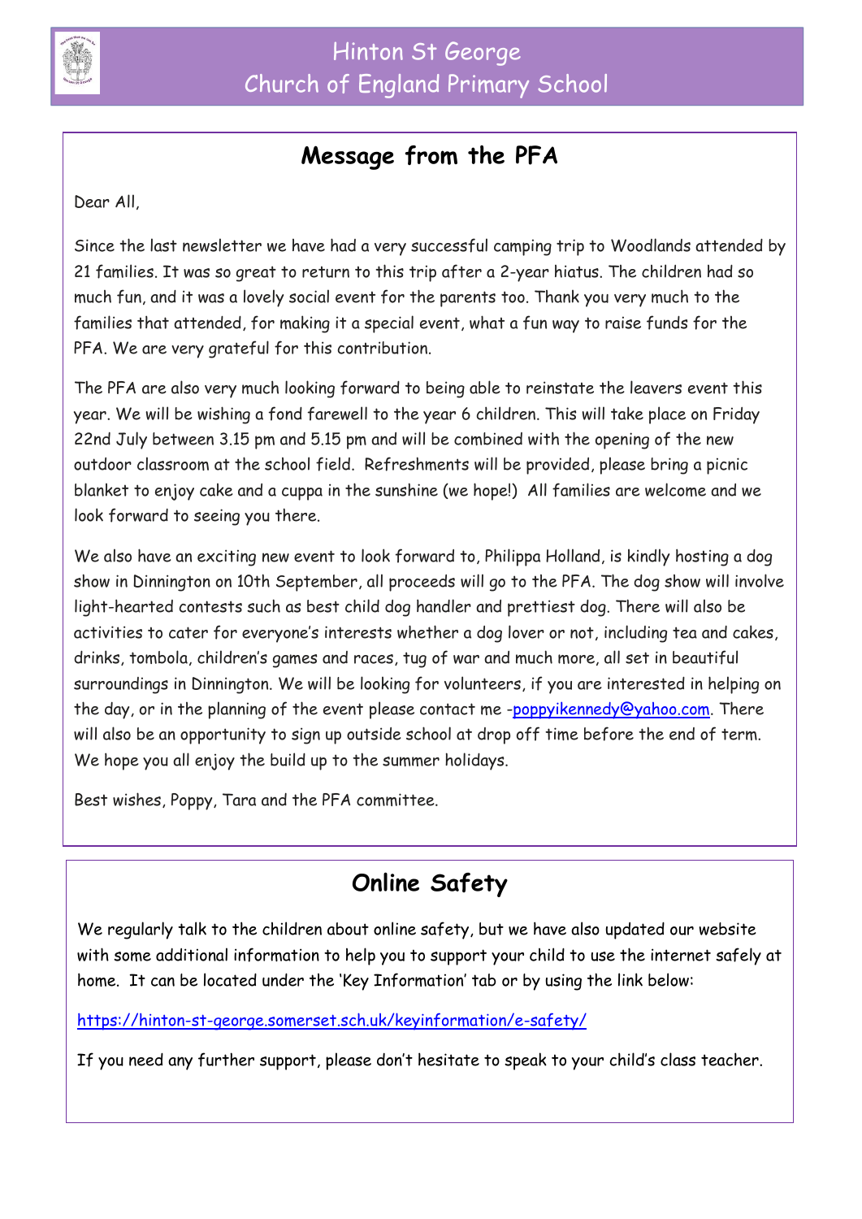## Message from the PFA

Dear All,

Since the last newsletter we have had a very successful camping trip to Woodlands attended by 21 families. It was so great to return to this trip after a 2-year hiatus. The children had so much fun, and it was a lovely social event for the parents too. Thank you very much to the families that attended, for making it a special event, what a fun way to raise funds for the PFA. We are very grateful for this contribution.

The PFA are also very much looking forward to being able to reinstate the leavers event this year. We will be wishing a fond farewell to the year 6 children. This will take place on Friday 22nd July between 3.15 pm and 5.15 pm and will be combined with the opening of the new outdoor classroom at the school field. Refreshments will be provided, please bring a picnic blanket to enjoy cake and a cuppa in the sunshine (we hope!) All families are welcome and we look forward to seeing you there.

We also have an exciting new event to look forward to, Philippa Holland, is kindly hosting a dog show in Dinnington on 10th September, all proceeds will go to the PFA. The dog show will involve light-hearted contests such as best child dog handler and prettiest dog. There will also be activities to cater for everyone's interests whether a dog lover or not, including tea and cakes, drinks, tombola, children's games and races, tug of war and much more, all set in beautiful surroundings in Dinnington. We will be looking for volunteers, if you are interested in helping on the day, or in the planning of the event please contact me -poppyikennedy@yahoo.com. There will also be an opportunity to sign up outside school at drop off time before the end of term. We hope you all enjoy the build up to the summer holidays.

Best wishes, Poppy, Tara and the PFA committee.

## Online Safety

We regularly talk to the children about online safety, but we have also updated our website with some additional information to help you to support your child to use the internet safely at home. It can be located under the 'Key Information' tab or by using the link below:

https://hinton-st-george.somerset.sch.uk/keyinformation/e-safety/

If you need any further support, please don't hesitate to speak to your child's class teacher.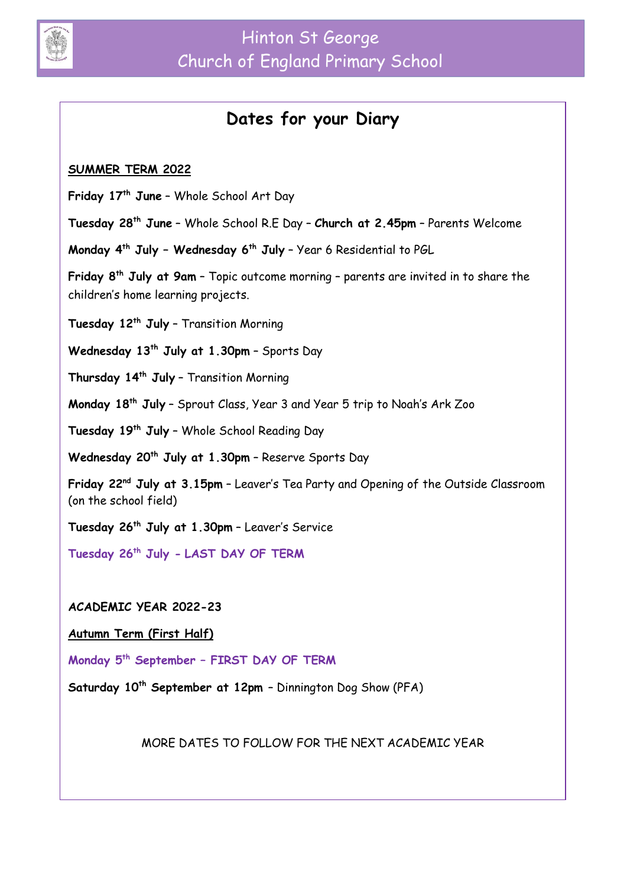# Hinton St George Church of England Primary School

## Dates for your Diary

**SUMMER TERM 2022**

**Friday 17th June** – Whole School Art Day

**Tuesday 28th June** – Whole School R.E Day – **Church at 2.45pm** – Parents Welcome

**Monday 4th July – Wednesday 6th July** – Year 6 Residential to PGL

**Friday 8th July at 9am** – Topic outcome morning – parents are invited in to share the children's home learning projects.

**Tuesday 12th July** – Transition Morning

**Wednesday 13th July at 1.30pm** – Sports Day

**Thursday 14th July** – Transition Morning

**Monday 18th July** – Sprout Class, Year 3 and Year 5 trip to Noah's Ark Zoo

**Tuesday 19th July** – Whole School Reading Day

**Wednesday 20th July at 1.30pm** – Reserve Sports Day

**Friday 22nd July at 3.15pm** – Leaver's Tea Party and Opening of the Outside Classroom (on the school field)

**Tuesday 26th July at 1.30pm** – Leaver's Service

**Tuesday 26th July - LAST DAY OF TERM**

**ACADEMIC YEAR 2022-23**

**Autumn Term (First Half)**

**Monday 5th September – FIRST DAY OF TERM**

**Saturday 10th September at 12pm** – Dinnington Dog Show (PFA)

MORE DATES TO FOLLOW FOR THE NEXT ACADEMIC YEAR